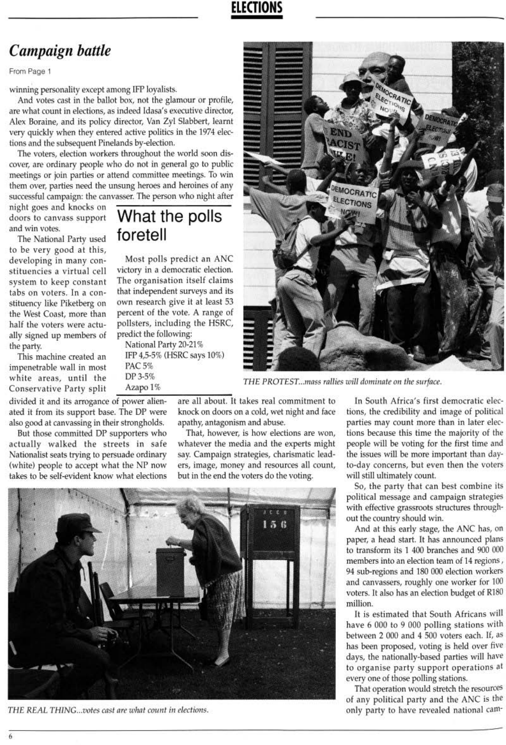## Campaign battle

From Page 1

winning personality except among IFP loyalists.

And votes cast in the ballot box, not the glamour or profile, are what count in elections, as indeed Idasa's executive director, Alex Boraine, and its policy director, Van Zyl Slabbert, learnt very quickly when they entered active politics in the 1974 elections and the subsequent Pinelands by-election.

The voters, election workers throughout the world soon discover, are ordinary people who do not in general go to public meetings or join parties or attend committee meetings. To win them over, parties need the unsung heroes and heroines of any successful campaign: the canvasser. The person who night after night goes and knocks on doors to canvass support and win votes.

The National Party used to be very good at this, developing in many constituencies a virtual cell system to keep constant tabs on voters. In a constituency like Piketberg on the West Coast, more than half the voters were actually signed up members of the party.

This machine created an impenetrable wall in most white areas, until the Conservative Party split divided it and its arrogance of power alienated it from its support base. The DP were also good at canvassing in their strongholds.

But those committed DP supporters who actually walked the streets in safe Nationalist seats trying to persuade ordinary (white) people to accept what the NP now takes to be self-evident know what elections are all about. It takes real commitment to knock on doors on a cold, wet night and face apathy, antagonism and abuse.

That, however, is how elections are won, whatever the media and the experts might say. Campaign strategies, charismatic leaders, image, money and resources all count, but in the end the voters do the voting.

In South Africa's first democratic elections, the credibility and image of political parties may count more than in later elections because this time the majority of the people will be voting for the first time and the issues will be more important than day-to-day concerns, but even then the voters will still ultimately count.

So, the party that can best combine its political message and campaign strategies with effective grassroots structures throughout the country should win.

And at this early stage, the ANC has, on paper, a head start. It has announced plans to transform its 1 400 branches and 900 000 members into an election team of 14 regions, 94 sub-regions and 180 000 election workers and canvassers, roughly one worker for 100 voters. It also has an election budget of R180 million.

It is estimated that South Africans will have 6 000 to 9 000 polling stations with between 2 000 and 4 500 voters each. If, as has been proposed, voting is held over five days, the nationally-based parties will have to organise party support operations at every one of those polling stations.

That operation would stretch the resources of any political party and the ANC is the only party to have revealed national cam-

### What the polls foretell

Most polls predict an ANC victory in a democratic election. The organisation itself claims that independent surveys and its own research give it at least 53 percent of the vote. A range of pollsters, including the HSRC, predict the following:

National Party 20-21%
IFP 4,5-5% (HSRC says 10%)
PAC 5%
DP 3-5%
Azapo 1%

*THE PROTEST...mass rallies will dominate on the surface.*

*THE REAL THING...votes cast are what count in elections.*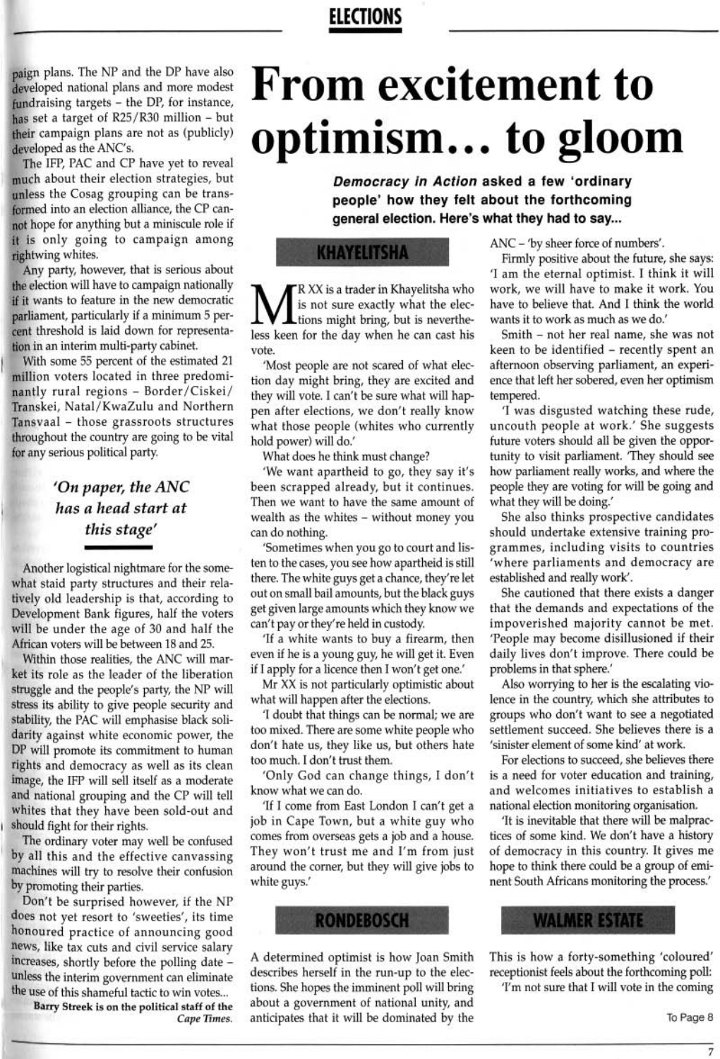paign plans. The NP and the DP have also developed national plans and more modest fundraising targets – the DP, for instance, has set a target of R25/R30 million – but their campaign plans are not as (publicly) developed as the ANC's.

The IFP, PAC and CP have yet to reveal much about their election strategies, but unless the Cosag grouping can be transformed into an election alliance, the CP cannot hope for anything but a miniscule role if it is only going to campaign among rightwing whites.

Any party, however, that is serious about the election will have to campaign nationally if it wants to feature in the new democratic parliament, particularly if a minimum 5 percent threshold is laid down for representation in an interim multi-party cabinet.

With some 55 percent of the estimated 21 million voters located in three predominantly rural regions – Border/Ciskei/Transkei, Natal/KwaZulu and Northern Tansvaal – those grassroots structures throughout the country are going to be vital for any serious political party.

> ***'On paper, the ANC has a head start at this stage'***

Another logistical nightmare for the somewhat staid party structures and their relatively old leadership is that, according to Development Bank figures, half the voters will be under the age of 30 and half the African voters will be between 18 and 25.

Within those realities, the ANC will market its role as the leader of the liberation struggle and the people's party, the NP will stress its ability to give people security and stability, the PAC will emphasise black solidarity against white economic power, the DP will promote its commitment to human rights and democracy as well as its clean image, the IFP will sell itself as a moderate and national grouping and the CP will tell whites that they have been sold-out and should fight for their rights.

The ordinary voter may well be confused by all this and the effective canvassing machines will try to resolve their confusion by promoting their parties.

Don't be surprised however, if the NP does not yet resort to 'sweeties', its time honoured practice of announcing good news, like tax cuts and civil service salary increases, shortly before the polling date – unless the interim government can eliminate the use of this shameful tactic to win votes...

**Barry Streek is on the political staff of the *Cape Times*.**

# From excitement to optimism... to gloom

***Democracy in Action* asked a few 'ordinary people' how they felt about the forthcoming general election. Here's what they had to say...**

## KHAYELITSHA

Mr XX is a trader in Khayelitsha who is not sure exactly what the elections might bring, but is nevertheless keen for the day when he can cast his vote.

'Most people are not scared of what election day might bring, they are excited and they will vote. I can't be sure what will happen after elections, we don't really know what those people (whites who currently hold power) will do.'

What does he think must change?

'We want apartheid to go, they say it's been scrapped already, but it continues. Then we want to have the same amount of wealth as the whites – without money you can do nothing.

'Sometimes when you go to court and listen to the cases, you see how apartheid is still there. The white guys get a chance, they're let out on small bail amounts, but the black guys get given large amounts which they know we can't pay or they're held in custody.

'If a white wants to buy a firearm, then even if he is a young guy, he will get it. Even if I apply for a licence then I won't get one.'

Mr XX is not particularly optimistic about what will happen after the elections.

'I doubt that things can be normal; we are too mixed. There are some white people who don't hate us, they like us, but others hate too much. I don't trust them.

'Only God can change things, I don't know what we can do.

'If I come from East London I can't get a job in Cape Town, but a white guy who comes from overseas gets a job and a house. They won't trust me and I'm from just around the corner, but they will give jobs to white guys.'

## RONDEBOSCH

A determined optimist is how Joan Smith describes herself in the run-up to the elections. She hopes the imminent poll will bring about a government of national unity, and anticipates that it will be dominated by the ANC – 'by sheer force of numbers'.

Firmly positive about the future, she says: 'I am the eternal optimist. I think it will work, we will have to make it work. You have to believe that. And I think the world wants it to work as much as we do.'

Smith – not her real name, she was not keen to be identified – recently spent an afternoon observing parliament, an experience that left her sobered, even her optimism tempered.

'I was disgusted watching these rude, uncouth people at work.' She suggests future voters should all be given the opportunity to visit parliament. 'They should see how parliament really works, and where the people they are voting for will be going and what they will be doing.'

She also thinks prospective candidates should undertake extensive training programmes, including visits to countries 'where parliaments and democracy are established and really work'.

She cautioned that there exists a danger that the demands and expectations of the impoverished majority cannot be met. 'People may become disillusioned if their daily lives don't improve. There could be problems in that sphere.'

Also worrying to her is the escalating violence in the country, which she attributes to groups who don't want to see a negotiated settlement succeed. She believes there is a 'sinister element of some kind' at work.

For elections to succeed, she believes there is a need for voter education and training, and welcomes initiatives to establish a national election monitoring organisation.

'It is inevitable that there will be malpractices of some kind. We don't have a history of democracy in this country. It gives me hope to think there could be a group of eminent South Africans monitoring the process.'

## WALMER ESTATE

This is how a forty-something 'coloured' receptionist feels about the forthcoming poll:

'I'm not sure that I will vote in the coming

To Page 8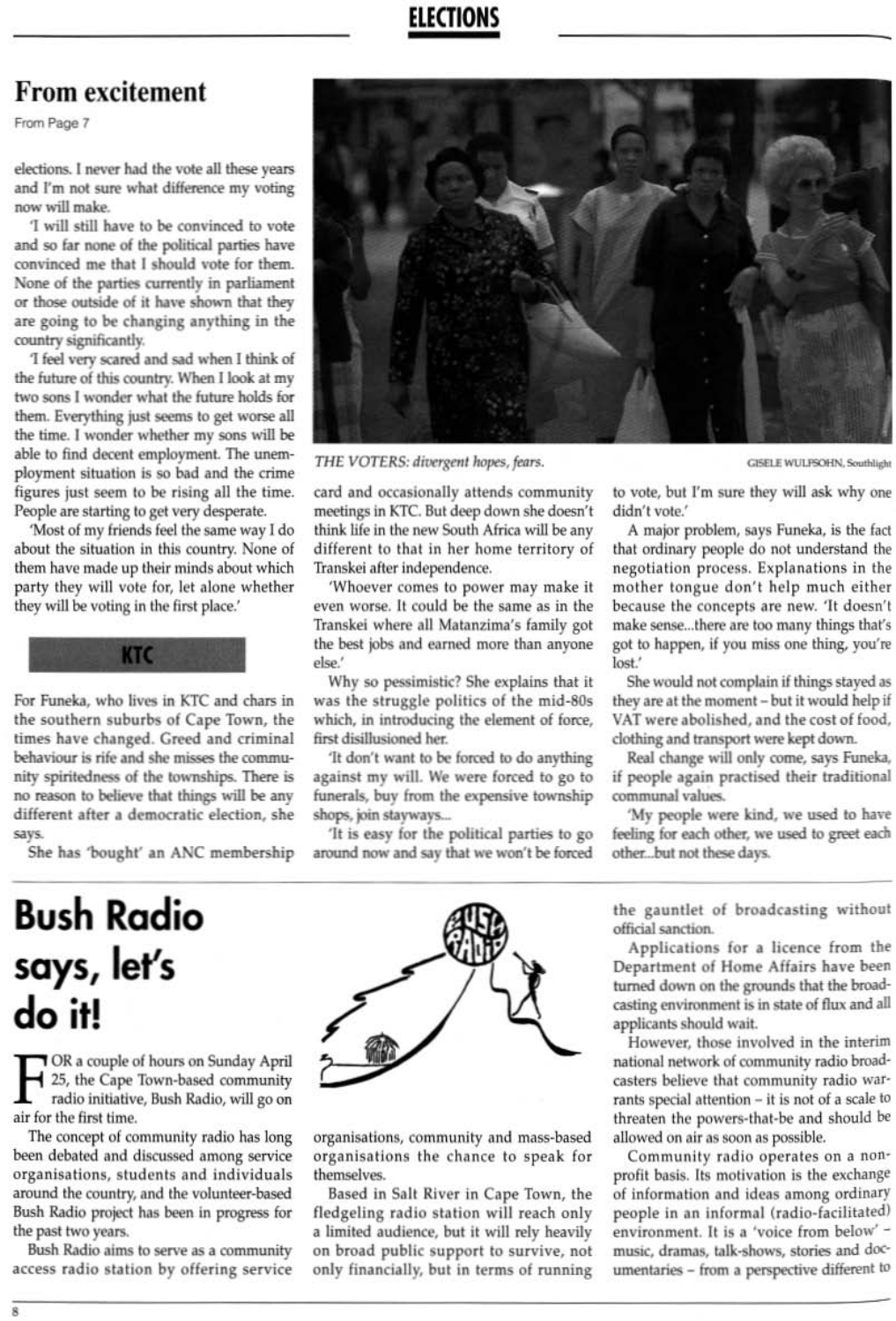## From excitement

From Page 7

elections. I never had the vote all these years and I'm not sure what difference my voting now will make.

'I will still have to be convinced to vote and so far none of the political parties have convinced me that I should vote for them. None of the parties currently in parliament or those outside of it have shown that they are going to be changing anything in the country significantly.

'I feel very scared and sad when I think of the future of this country. When I look at my two sons I wonder what the future holds for them. Everything just seems to get worse all the time. I wonder whether my sons will be able to find decent employment. The unemployment situation is so bad and the crime figures just seem to be rising all the time. People are starting to get very desperate.

'Most of my friends feel the same way I do about the situation in this country. None of them have made up their minds about which party they will vote for, let alone whether they will be voting in the first place.'

### KTC

For Funeka, who lives in KTC and chars in the southern suburbs of Cape Town, the times have changed. Greed and criminal behaviour is rife and she misses the community spiritedness of the townships. There is no reason to believe that things will be any different after a democratic election, she says.

She has 'bought' an ANC membership card and occasionally attends community meetings in KTC. But deep down she doesn't think life in the new South Africa will be any different to that in her home territory of Transkei after independence.

'Whoever comes to power may make it even worse. It could be the same as in the Transkei where all Matanzima's family got the best jobs and earned more than anyone else.'

Why so pessimistic? She explains that it was the struggle politics of the mid-80s which, in introducing the element of force, first disillusioned her.

'It don't want to be forced to do anything against my will. We were forced to go to funerals, buy from the expensive township shops, join stayways...

'It is easy for the political parties to go around now and say that we won't be forced to vote, but I'm sure they will ask why one didn't vote.'

A major problem, says Funeka, is the fact that ordinary people do not understand the negotiation process. Explanations in the mother tongue don't help much either because the concepts are new. 'It doesn't make sense...there are too many things that's got to happen, if you miss one thing, you're lost.'

She would not complain if things stayed as they are at the moment – but it would help if VAT were abolished, and the cost of food, clothing and transport were kept down.

Real change will only come, says Funeka, if people again practised their traditional communal values.

'My people were kind, we used to have feeling for each other, we used to greet each other...but not these days.

*THE VOTERS: divergent hopes, fears.* GISELE WULFSOHN, Southlight

# Bush Radio says, let's do it!

FOR a couple of hours on Sunday April 25, the Cape Town-based community radio initiative, Bush Radio, will go on air for the first time.

The concept of community radio has long been debated and discussed among service organisations, students and individuals around the country, and the volunteer-based Bush Radio project has been in progress for the past two years.

Bush Radio aims to serve as a community access radio station by offering service organisations, community and mass-based organisations the chance to speak for themselves.

Based in Salt River in Cape Town, the fledgeling radio station will reach only a limited audience, but it will rely heavily on broad public support to survive, not only financially, but in terms of running the gauntlet of broadcasting without official sanction.

Applications for a licence from the Department of Home Affairs have been turned down on the grounds that the broadcasting environment is in state of flux and all applicants should wait.

However, those involved in the interim national network of community radio broadcasters believe that community radio warrants special attention – it is not of a scale to threaten the powers-that-be and should be allowed on air as soon as possible.

Community radio operates on a non-profit basis. Its motivation is the exchange of information and ideas among ordinary people in an informal (radio-facilitated) environment. It is a 'voice from below' – music, dramas, talk-shows, stories and documentaries – from a perspective different to